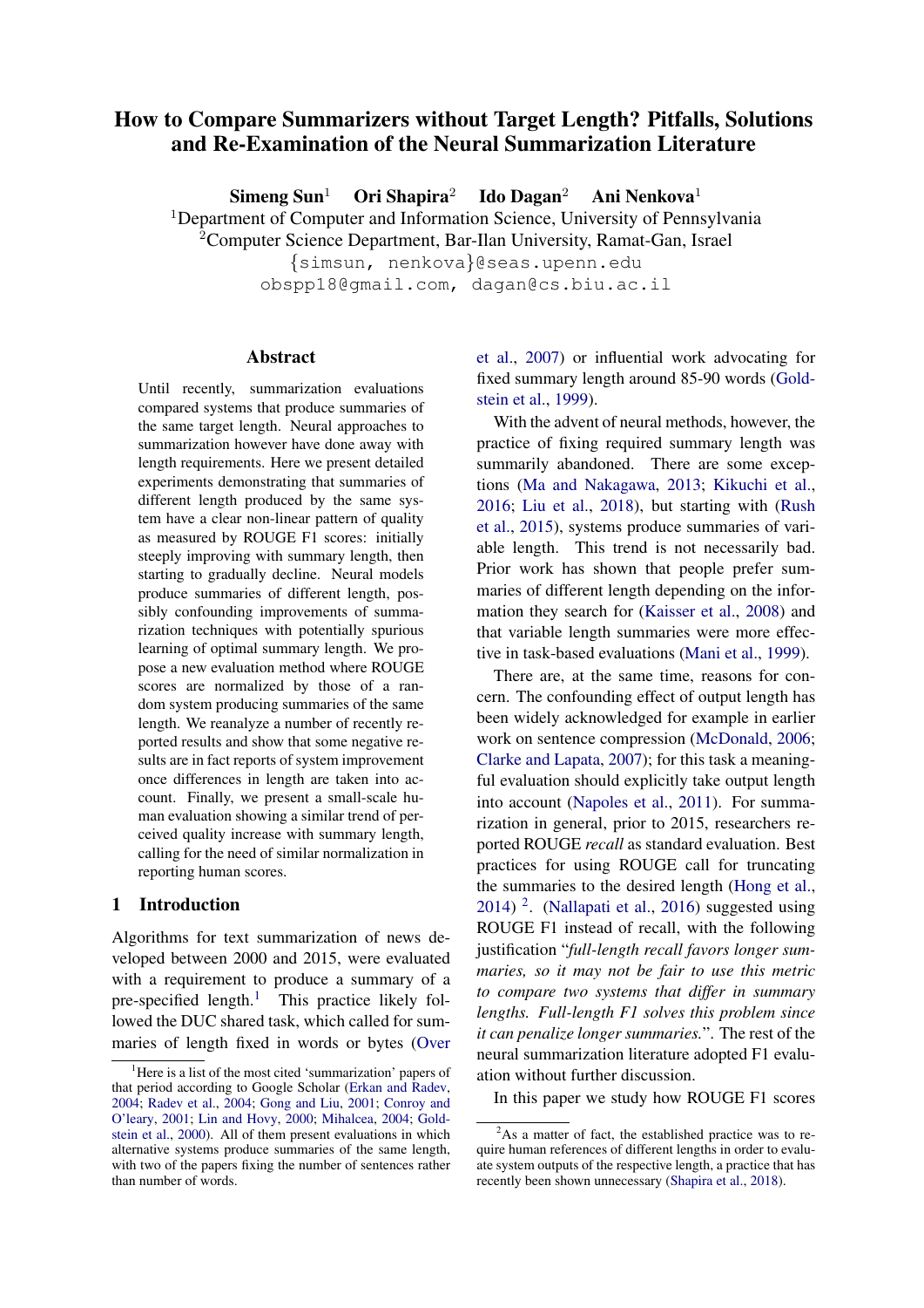# How to Compare Summarizers without Target Length? Pitfalls, Solutions and Re-Examination of the Neural Summarization Literature

**Simeng Sun**[1] **Ori Shapira**[2] **Ido Dagan**[2] **Ani Nenkova**[1]

[1]Department of Computer and Information Science, University of Pennsylvania

[2]Computer Science Department, Bar-Ilan University, Ramat-Gan, Israel

{simsun, nenkova}@seas.upenn.edu

obspp18@gmail.com, dagan@cs.biu.ac.il

## Abstract

Until recently, summarization evaluations compared systems that produce summaries of the same target length. Neural approaches to summarization however have done away with length requirements. Here we present detailed experiments demonstrating that summaries of different length produced by the same system have a clear non-linear pattern of quality as measured by ROUGE F1 scores: initially steeply improving with summary length, then starting to gradually decline. Neural models produce summaries of different length, possibly confounding improvements of summarization techniques with potentially spurious learning of optimal summary length. We propose a new evaluation method where ROUGE scores are normalized by those of a random system producing summaries of the same length. We reanalyze a number of recently reported results and show that some negative results are in fact reports of system improvement once differences in length are taken into account. Finally, we present a small-scale human evaluation showing a similar trend of perceived quality increase with summary length, calling for the need of similar normalization in reporting human scores.

## 1 Introduction

Algorithms for text summarization of news developed between 2000 and 2015, were evaluated with a requirement to produce a summary of a pre-specified length.[1] This practice likely followed the DUC shared task, which called for summaries of length fixed in words or bytes (Over et al., 2007) or influential work advocating for fixed summary length around 85-90 words (Goldstein et al., 1999).

With the advent of neural methods, however, the practice of fixing required summary length was summarily abandoned. There are some exceptions (Ma and Nakagawa, 2013; Kikuchi et al., 2016; Liu et al., 2018), but starting with (Rush et al., 2015), systems produce summaries of variable length. This trend is not necessarily bad. Prior work has shown that people prefer summaries of different length depending on the information they search for (Kaisser et al., 2008) and that variable length summaries were more effective in task-based evaluations (Mani et al., 1999).

There are, at the same time, reasons for concern. The confounding effect of output length has been widely acknowledged for example in earlier work on sentence compression (McDonald, 2006; Clarke and Lapata, 2007); for this task a meaningful evaluation should explicitly take output length into account (Napoles et al., 2011). For summarization in general, prior to 2015, researchers reported ROUGE *recall* as standard evaluation. Best practices for using ROUGE call for truncating the summaries to the desired length (Hong et al., 2014) [2]. (Nallapati et al., 2016) suggested using ROUGE F1 instead of recall, with the following justification "*full-length recall favors longer summaries, so it may not be fair to use this metric to compare two systems that differ in summary lengths. Full-length F1 solves this problem since it can penalize longer summaries.*". The rest of the neural summarization literature adopted F1 evaluation without further discussion.

In this paper we study how ROUGE F1 scores

[1]Here is a list of the most cited 'summarization' papers of that period according to Google Scholar (Erkan and Radev, 2004; Radev et al., 2004; Gong and Liu, 2001; Conroy and O'leary, 2001; Lin and Hovy, 2000; Mihalcea, 2004; Goldstein et al., 2000). All of them present evaluations in which alternative systems produce summaries of the same length, with two of the papers fixing the number of sentences rather than number of words.

[2]As a matter of fact, the established practice was to require human references of different lengths in order to evaluate system outputs of the respective length, a practice that has recently been shown unnecessary (Shapira et al., 2018).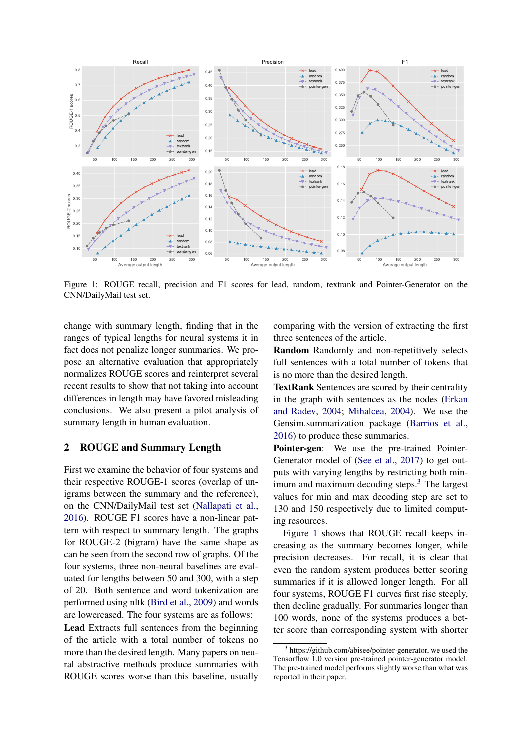Figure 1: ROUGE recall, precision and F1 scores for lead, random, textrank and Pointer-Generator on the CNN/DailyMail test set.

change with summary length, finding that in the ranges of typical lengths for neural systems it in fact does not penalize longer summaries. We propose an alternative evaluation that appropriately normalizes ROUGE scores and reinterpret several recent results to show that not taking into account differences in length may have favored misleading conclusions. We also present a pilot analysis of summary length in human evaluation.

## 2 ROUGE and Summary Length

First we examine the behavior of four systems and their respective ROUGE-1 scores (overlap of unigrams between the summary and the reference), on the CNN/DailyMail test set (Nallapati et al., 2016). ROUGE F1 scores have a non-linear pattern with respect to summary length. The graphs for ROUGE-2 (bigram) have the same shape as can be seen from the second row of graphs. Of the four systems, three non-neural baselines are evaluated for lengths between 50 and 300, with a step of 20. Both sentence and word tokenization are performed using nltk (Bird et al., 2009) and words are lowercased. The four systems are as follows:

**Lead** Extracts full sentences from the beginning of the article with a total number of tokens no more than the desired length. Many papers on neural abstractive methods produce summaries with ROUGE scores worse than this baseline, usually comparing with the version of extracting the first three sentences of the article.

**Random** Randomly and non-repetitively selects full sentences with a total number of tokens that is no more than the desired length.

**TextRank** Sentences are scored by their centrality in the graph with sentences as the nodes (Erkan and Radev, 2004; Mihalcea, 2004). We use the Gensim.summarization package (Barrios et al., 2016) to produce these summaries.

**Pointer-gen**: We use the pre-trained Pointer-Generator model of (See et al., 2017) to get outputs with varying lengths by restricting both minimum and maximum decoding steps.[3] The largest values for min and max decoding step are set to 130 and 150 respectively due to limited computing resources.

Figure 1 shows that ROUGE recall keeps increasing as the summary becomes longer, while precision decreases. For recall, it is clear that even the random system produces better scoring summaries if it is allowed longer length. For all four systems, ROUGE F1 curves first rise steeply, then decline gradually. For summaries longer than 100 words, none of the systems produces a better score than corresponding system with shorter

[3] https://github.com/abisee/pointer-generator, we used the Tensorflow 1.0 version pre-trained pointer-generator model. The pre-trained model performs slightly worse than what was reported in their paper.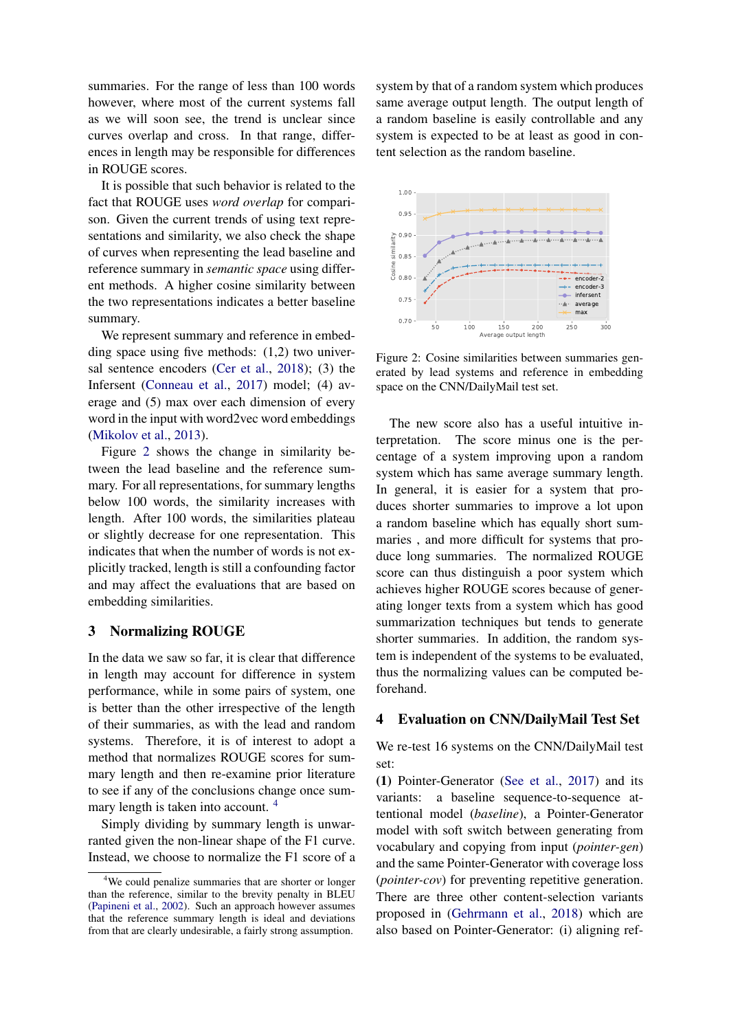summaries. For the range of less than 100 words however, where most of the current systems fall as we will soon see, the trend is unclear since curves overlap and cross. In that range, differences in length may be responsible for differences in ROUGE scores.

It is possible that such behavior is related to the fact that ROUGE uses *word overlap* for comparison. Given the current trends of using text representations and similarity, we also check the shape of curves when representing the lead baseline and reference summary in *semantic space* using different methods. A higher cosine similarity between the two representations indicates a better baseline summary.

We represent summary and reference in embedding space using five methods: (1,2) two universal sentence encoders (Cer et al., 2018); (3) the Infersent (Conneau et al., 2017) model; (4) average and (5) max over each dimension of every word in the input with word2vec word embeddings (Mikolov et al., 2013).

Figure 2 shows the change in similarity between the lead baseline and the reference summary. For all representations, for summary lengths below 100 words, the similarity increases with length. After 100 words, the similarities plateau or slightly decrease for one representation. This indicates that when the number of words is not explicitly tracked, length is still a confounding factor and may affect the evaluations that are based on embedding similarities.

## 3 Normalizing ROUGE

In the data we saw so far, it is clear that difference in length may account for difference in system performance, while in some pairs of system, one is better than the other irrespective of the length of their summaries, as with the lead and random systems. Therefore, it is of interest to adopt a method that normalizes ROUGE scores for summary length and then re-examine prior literature to see if any of the conclusions change once summary length is taken into account. [4]

Simply dividing by summary length is unwarranted given the non-linear shape of the F1 curve. Instead, we choose to normalize the F1 score of a system by that of a random system which produces same average output length. The output length of a random baseline is easily controllable and any system is expected to be at least as good in content selection as the random baseline.

Figure 2: Cosine similarities between summaries generated by lead systems and reference in embedding space on the CNN/DailyMail test set.

The new score also has a useful intuitive interpretation. The score minus one is the percentage of a system improving upon a random system which has same average summary length. In general, it is easier for a system that produces shorter summaries to improve a lot upon a random baseline which has equally short summaries , and more difficult for systems that produce long summaries. The normalized ROUGE score can thus distinguish a poor system which achieves higher ROUGE scores because of generating longer texts from a system which has good summarization techniques but tends to generate shorter summaries. In addition, the random system is independent of the systems to be evaluated, thus the normalizing values can be computed beforehand.

## 4 Evaluation on CNN/DailyMail Test Set

We re-test 16 systems on the CNN/DailyMail test set:

**(1)** Pointer-Generator (See et al., 2017) and its variants: a baseline sequence-to-sequence attentional model (*baseline*), a Pointer-Generator model with soft switch between generating from vocabulary and copying from input (*pointer-gen*) and the same Pointer-Generator with coverage loss (*pointer-cov*) for preventing repetitive generation. There are three other content-selection variants proposed in (Gehrmann et al., 2018) which are also based on Pointer-Generator: (i) aligning ref-

[4] We could penalize summaries that are shorter or longer than the reference, similar to the brevity penalty in BLEU (Papineni et al., 2002). Such an approach however assumes that the reference summary length is ideal and deviations from that are clearly undesirable, a fairly strong assumption.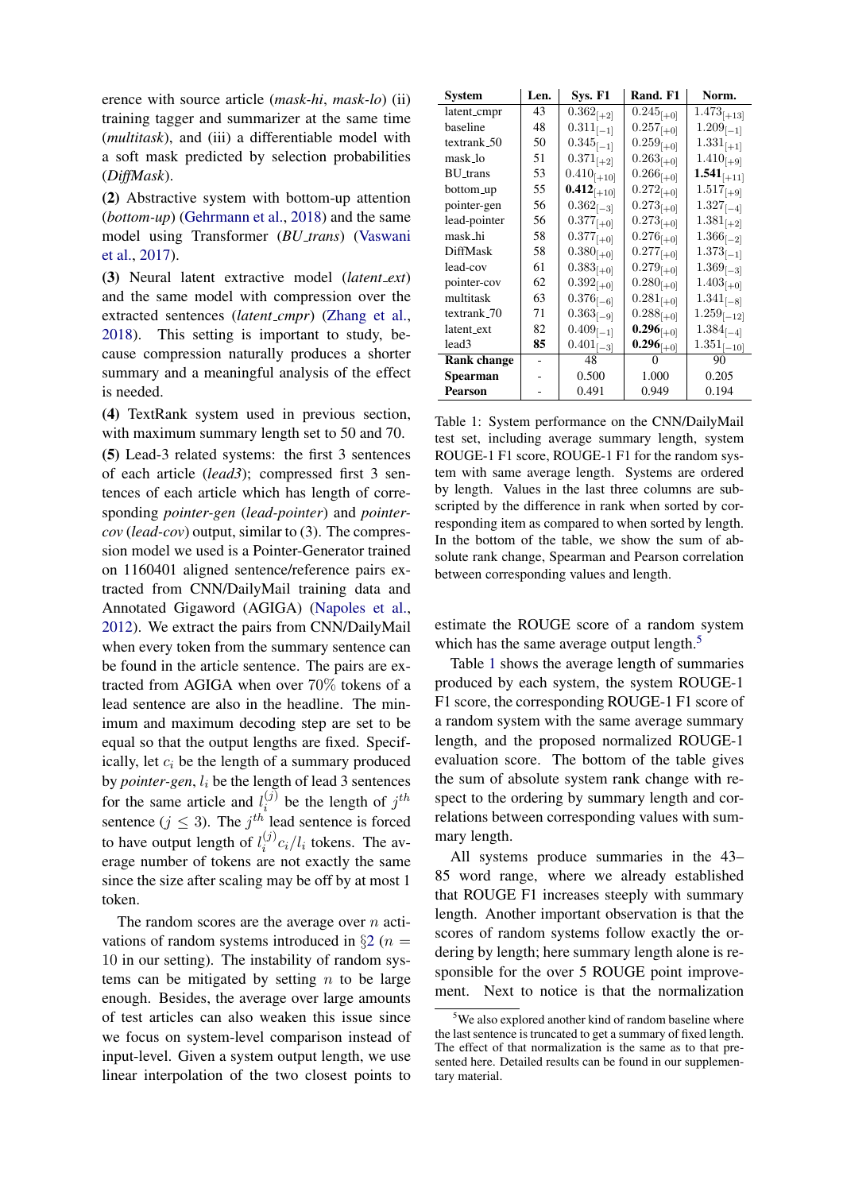erence with source article (*mask-hi*, *mask-lo*) (ii) training tagger and summarizer at the same time (*multitask*), and (iii) a differentiable model with a soft mask predicted by selection probabilities (*DiffMask*).

**(2)** Abstractive system with bottom-up attention (*bottom-up*) (Gehrmann et al., 2018) and the same model using Transformer (*BU_trans*) (Vaswani et al., 2017).

**(3)** Neural latent extractive model (*latent_ext*) and the same model with compression over the extracted sentences (*latent_cmpr*) (Zhang et al., 2018). This setting is important to study, because compression naturally produces a shorter summary and a meaningful analysis of the effect is needed.

**(4)** TextRank system used in previous section, with maximum summary length set to 50 and 70.

**(5)** Lead-3 related systems: the first 3 sentences of each article (*lead3*); compressed first 3 sentences of each article which has length of corresponding *pointer-gen* (*lead-pointer*) and *pointer-cov* (*lead-cov*) output, similar to (3). The compression model we used is a Pointer-Generator trained on 1160401 aligned sentence/reference pairs extracted from CNN/DailyMail training data and Annotated Gigaword (AGIGA) (Napoles et al., 2012). We extract the pairs from CNN/DailyMail when every token from the summary sentence can be found in the article sentence. The pairs are extracted from AGIGA when over 70% tokens of a lead sentence are also in the headline. The minimum and maximum decoding step are set to be equal so that the output lengths are fixed. Specifically, let $c_i$ be the length of a summary produced by *pointer-gen*, $l_i$ be the length of lead 3 sentences for the same article and $l_i^{(j)}$ be the length of $j^{th}$ sentence ($j \leq 3$). The $j^{th}$ lead sentence is forced to have output length of $l_i^{(j)} c_i / l_i$ tokens. The average number of tokens are not exactly the same since the size after scaling may be off by at most 1 token.

The random scores are the average over $n$ activations of random systems introduced in §2 ($n = 10$ in our setting). The instability of random systems can be mitigated by setting $n$ to be large enough. Besides, the average over large amounts of test articles can also weaken this issue since we focus on system-level comparison instead of input-level. Given a system output length, we use linear interpolation of the two closest points to estimate the ROUGE score of a random system which has the same average output length.[5]

| System | Len. | Sys. F1 | Rand. F1 | Norm. |
|---|---|---|---|---|
| latent_cmpr | 43 | $0.362_{[+2]}$ | $0.245_{[+0]}$ | $1.473_{[+13]}$ |
| baseline | 48 | $0.311_{[-1]}$ | $0.257_{[+0]}$ | $1.209_{[-1]}$ |
| textrank_50 | 50 | $0.345_{[-1]}$ | $0.259_{[+0]}$ | $1.331_{[+1]}$ |
| mask_lo | 51 | $0.371_{[+2]}$ | $0.263_{[+0]}$ | $1.410_{[+9]}$ |
| BU_trans | 53 | $0.410_{[+10]}$ | $0.266_{[+0]}$ | $\mathbf{1.541}_{[+11]}$ |
| bottom_up | 55 | $\mathbf{0.412}_{[+10]}$ | $0.272_{[+0]}$ | $1.517_{[+9]}$ |
| pointer-gen | 56 | $0.362_{[-3]}$ | $0.273_{[+0]}$ | $1.327_{[-4]}$ |
| lead-pointer | 56 | $0.377_{[+0]}$ | $0.273_{[+0]}$ | $1.381_{[+2]}$ |
| mask_hi | 58 | $0.377_{[+0]}$ | $0.276_{[+0]}$ | $1.366_{[-2]}$ |
| DiffMask | 58 | $0.380_{[+0]}$ | $0.277_{[+0]}$ | $1.373_{[-1]}$ |
| lead-cov | 61 | $0.383_{[+0]}$ | $0.279_{[+0]}$ | $1.369_{[-3]}$ |
| pointer-cov | 62 | $0.392_{[+0]}$ | $0.280_{[+0]}$ | $1.403_{[+0]}$ |
| multitask | 63 | $0.376_{[-6]}$ | $0.281_{[+0]}$ | $1.341_{[-8]}$ |
| textrank_70 | 71 | $0.363_{[-9]}$ | $0.288_{[+0]}$ | $1.259_{[-12]}$ |
| latent_ext | 82 | $0.409_{[-1]}$ | $\mathbf{0.296}_{[+0]}$ | $1.384_{[-4]}$ |
| lead3 | **85** | $0.401_{[-3]}$ | $\mathbf{0.296}_{[+0]}$ | $1.351_{[-10]}$ |
| **Rank change** | - | 48 | 0 | 90 |
| **Spearman** | - | 0.500 | 1.000 | 0.205 |
| **Pearson** | - | 0.491 | 0.949 | 0.194 |

Table 1: System performance on the CNN/DailyMail test set, including average summary length, system ROUGE-1 F1 score, ROUGE-1 F1 for the random system with same average length. Systems are ordered by length. Values in the last three columns are subscripted by the difference in rank when sorted by corresponding item as compared to when sorted by length. In the bottom of the table, we show the sum of absolute rank change, Spearman and Pearson correlation between corresponding values and length.

Table 1 shows the average length of summaries produced by each system, the system ROUGE-1 F1 score, the corresponding ROUGE-1 F1 score of a random system with the same average summary length, and the proposed normalized ROUGE-1 evaluation score. The bottom of the table gives the sum of absolute system rank change with respect to the ordering by summary length and correlations between corresponding values with summary length.

All systems produce summaries in the 43–85 word range, where we already established that ROUGE F1 increases steeply with summary length. Another important observation is that the scores of random systems follow exactly the ordering by length; here summary length alone is responsible for the over 5 ROUGE point improvement. Next to notice is that the normalization

[5] We also explored another kind of random baseline where the last sentence is truncated to get a summary of fixed length. The effect of that normalization is the same as to that presented here. Detailed results can be found in our supplementary material.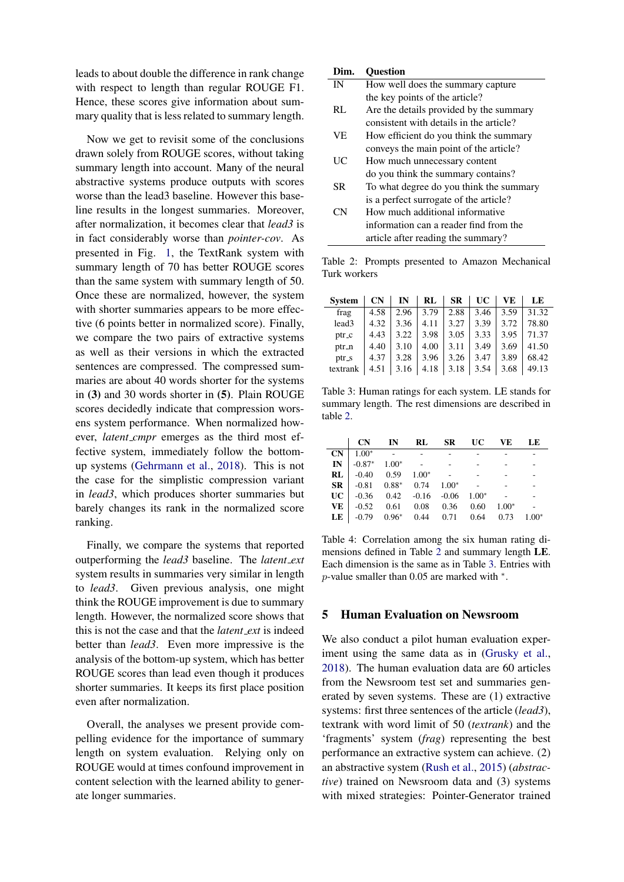leads to about double the difference in rank change with respect to length than regular ROUGE F1. Hence, these scores give information about summary quality that is less related to summary length.

Now we get to revisit some of the conclusions drawn solely from ROUGE scores, without taking summary length into account. Many of the neural abstractive systems produce outputs with scores worse than the lead3 baseline. However this baseline results in the longest summaries. Moreover, after normalization, it becomes clear that *lead3* is in fact considerably worse than *pointer-cov*. As presented in Fig. 1, the TextRank system with summary length of 70 has better ROUGE scores than the same system with summary length of 50. Once these are normalized, however, the system with shorter summaries appears to be more effective (6 points better in normalized score). Finally, we compare the two pairs of extractive systems as well as their versions in which the extracted sentences are compressed. The compressed summaries are about 40 words shorter for the systems in **(3)** and 30 words shorter in **(5)**. Plain ROUGE scores decidedly indicate that compression worsens system performance. When normalized however, *latent_cmpr* emerges as the third most effective system, immediately follow the bottom-up systems (Gehrmann et al., 2018). This is not the case for the simplistic compression variant in *lead3*, which produces shorter summaries but barely changes its rank in the normalized score ranking.

Finally, we compare the systems that reported outperforming the *lead3* baseline. The *latent_ext* system results in summaries very similar in length to *lead3*. Given previous analysis, one might think the ROUGE improvement is due to summary length. However, the normalized score shows that this is not the case and that the *latent_ext* is indeed better than *lead3*. Even more impressive is the analysis of the bottom-up system, which has better ROUGE scores than lead even though it produces shorter summaries. It keeps its first place position even after normalization.

Overall, the analyses we present provide compelling evidence for the importance of summary length on system evaluation. Relying only on ROUGE would at times confound improvement in content selection with the learned ability to generate longer summaries.

| Dim. | Question |
|---|---|
| IN | How well does the summary capture the key points of the article? |
| RL | Are the details provided by the summary consistent with details in the article? |
| VE | How efficient do you think the summary conveys the main point of the article? |
| UC | How much unnecessary content do you think the summary contains? |
| SR | To what degree do you think the summary is a perfect surrogate of the article? |
| CN | How much additional informative information can a reader find from the article after reading the summary? |

Table 2: Prompts presented to Amazon Mechanical Turk workers

| System | CN | IN | RL | SR | UC | VE | LE |
|---|---|---|---|---|---|---|---|
| frag | 4.58 | 2.96 | 3.79 | 2.88 | 3.46 | 3.59 | 31.32 |
| lead3 | 4.32 | 3.36 | 4.11 | 3.27 | 3.39 | 3.72 | 78.80 |
| ptr_c | 4.43 | 3.22 | 3.98 | 3.05 | 3.33 | 3.95 | 71.37 |
| ptr_n | 4.40 | 3.10 | 4.00 | 3.11 | 3.49 | 3.69 | 41.50 |
| ptr_s | 4.37 | 3.28 | 3.96 | 3.26 | 3.47 | 3.89 | 68.42 |
| textrank | 4.51 | 3.16 | 4.18 | 3.18 | 3.54 | 3.68 | 49.13 |

Table 3: Human ratings for each system. LE stands for summary length. The rest dimensions are described in table 2.

| | CN | IN | RL | SR | UC | VE | LE |
|---|---|---|---|---|---|---|---|
| **CN** | 1.00* | - | - | - | - | - | - |
| **IN** | -0.87* | 1.00* | - | - | - | - | - |
| **RL** | -0.40 | 0.59 | 1.00* | - | - | - | - |
| **SR** | -0.81 | 0.88* | 0.74 | 1.00* | - | - | - |
| **UC** | -0.36 | 0.42 | -0.16 | -0.06 | 1.00* | - | - |
| **VE** | -0.52 | 0.61 | 0.08 | 0.36 | 0.60 | 1.00* | - |
| **LE** | -0.79 | 0.96* | 0.44 | 0.71 | 0.64 | 0.73 | 1.00* |

Table 4: Correlation among the six human rating dimensions defined in Table 2 and summary length **LE**. Each dimension is the same as in Table 3. Entries with $p$-value smaller than 0.05 are marked with *.

## 5 Human Evaluation on Newsroom

We also conduct a pilot human evaluation experiment using the same data as in (Grusky et al., 2018). The human evaluation data are 60 articles from the Newsroom test set and summaries generated by seven systems. These are (1) extractive systems: first three sentences of the article (*lead3*), textrank with word limit of 50 (*textrank*) and the 'fragments' system (*frag*) representing the best performance an extractive system can achieve. (2) an abstractive system (Rush et al., 2015) (*abstractive*) trained on Newsroom data and (3) systems with mixed strategies: Pointer-Generator trained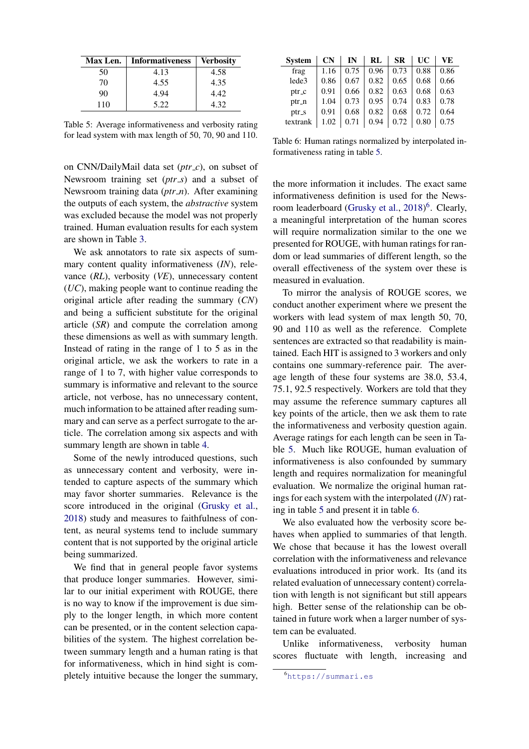| Max Len. | Informativeness | Verbosity |
|---|---|---|
| 50 | 4.13 | 4.58 |
| 70 | 4.55 | 4.35 |
| 90 | 4.94 | 4.42 |
| 110 | 5.22 | 4.32 |

Table 5: Average informativeness and verbosity rating for lead system with max length of 50, 70, 90 and 110.

| System | CN | IN | RL | SR | UC | VE |
|---|---|---|---|---|---|---|
| frag | 1.16 | 0.75 | 0.96 | 0.73 | 0.88 | 0.86 |
| lede3 | 0.86 | 0.67 | 0.82 | 0.65 | 0.68 | 0.66 |
| ptr_c | 0.91 | 0.66 | 0.82 | 0.63 | 0.68 | 0.63 |
| ptr_n | 1.04 | 0.73 | 0.95 | 0.74 | 0.83 | 0.78 |
| ptr_s | 0.91 | 0.68 | 0.82 | 0.68 | 0.72 | 0.64 |
| textrank | 1.02 | 0.71 | 0.94 | 0.72 | 0.80 | 0.75 |

Table 6: Human ratings normalized by interpolated informativeness rating in table 5.

on CNN/DailyMail data set (*ptr_c*), on subset of Newsroom training set (*ptr_s*) and a subset of Newsroom training data (*ptr_n*). After examining the outputs of each system, the *abstractive* system was excluded because the model was not properly trained. Human evaluation results for each system are shown in Table 3.

We ask annotators to rate six aspects of summary content quality informativeness (*IN*), relevance (*RL*), verbosity (*VE*), unnecessary content (*UC*), making people want to continue reading the original article after reading the summary (*CN*) and being a sufficient substitute for the original article (*SR*) and compute the correlation among these dimensions as well as with summary length. Instead of rating in the range of 1 to 5 as in the original article, we ask the workers to rate in a range of 1 to 7, with higher value corresponds to summary is informative and relevant to the source article, not verbose, has no unnecessary content, much information to be attained after reading summary and can serve as a perfect surrogate to the article. The correlation among six aspects and with summary length are shown in table 4.

Some of the newly introduced questions, such as unnecessary content and verbosity, were intended to capture aspects of the summary which may favor shorter summaries. Relevance is the score introduced in the original (Grusky et al., 2018) study and measures to faithfulness of content, as neural systems tend to include summary content that is not supported by the original article being summarized.

We find that in general people favor systems that produce longer summaries. However, similar to our initial experiment with ROUGE, there is no way to know if the improvement is due simply to the longer length, in which more content can be presented, or in the content selection capabilities of the system. The highest correlation between summary length and a human rating is that for informativeness, which in hind sight is completely intuitive because the longer the summary, the more information it includes. The exact same informativeness definition is used for the Newsroom leaderboard (Grusky et al., 2018)[6]. Clearly, a meaningful interpretation of the human scores will require normalization similar to the one we presented for ROUGE, with human ratings for random or lead summaries of different length, so the overall effectiveness of the system over these is measured in evaluation.

To mirror the analysis of ROUGE scores, we conduct another experiment where we present the workers with lead system of max length 50, 70, 90 and 110 as well as the reference. Complete sentences are extracted so that readability is maintained. Each HIT is assigned to 3 workers and only contains one summary-reference pair. The average length of these four systems are 38.0, 53.4, 75.1, 92.5 respectively. Workers are told that they may assume the reference summary captures all key points of the article, then we ask them to rate the informativeness and verbosity question again. Average ratings for each length can be seen in Table 5. Much like ROUGE, human evaluation of informativeness is also confounded by summary length and requires normalization for meaningful evaluation. We normalize the original human ratings for each system with the interpolated (*IN*) rating in table 5 and present it in table 6.

We also evaluated how the verbosity score behaves when applied to summaries of that length. We chose that because it has the lowest overall correlation with the informativeness and relevance evaluations introduced in prior work. Its (and its related evaluation of unnecessary content) correlation with length is not significant but still appears high. Better sense of the relationship can be obtained in future work when a larger number of system can be evaluated.

Unlike informativeness, verbosity human scores fluctuate with length, increasing and

[6] https://summari.es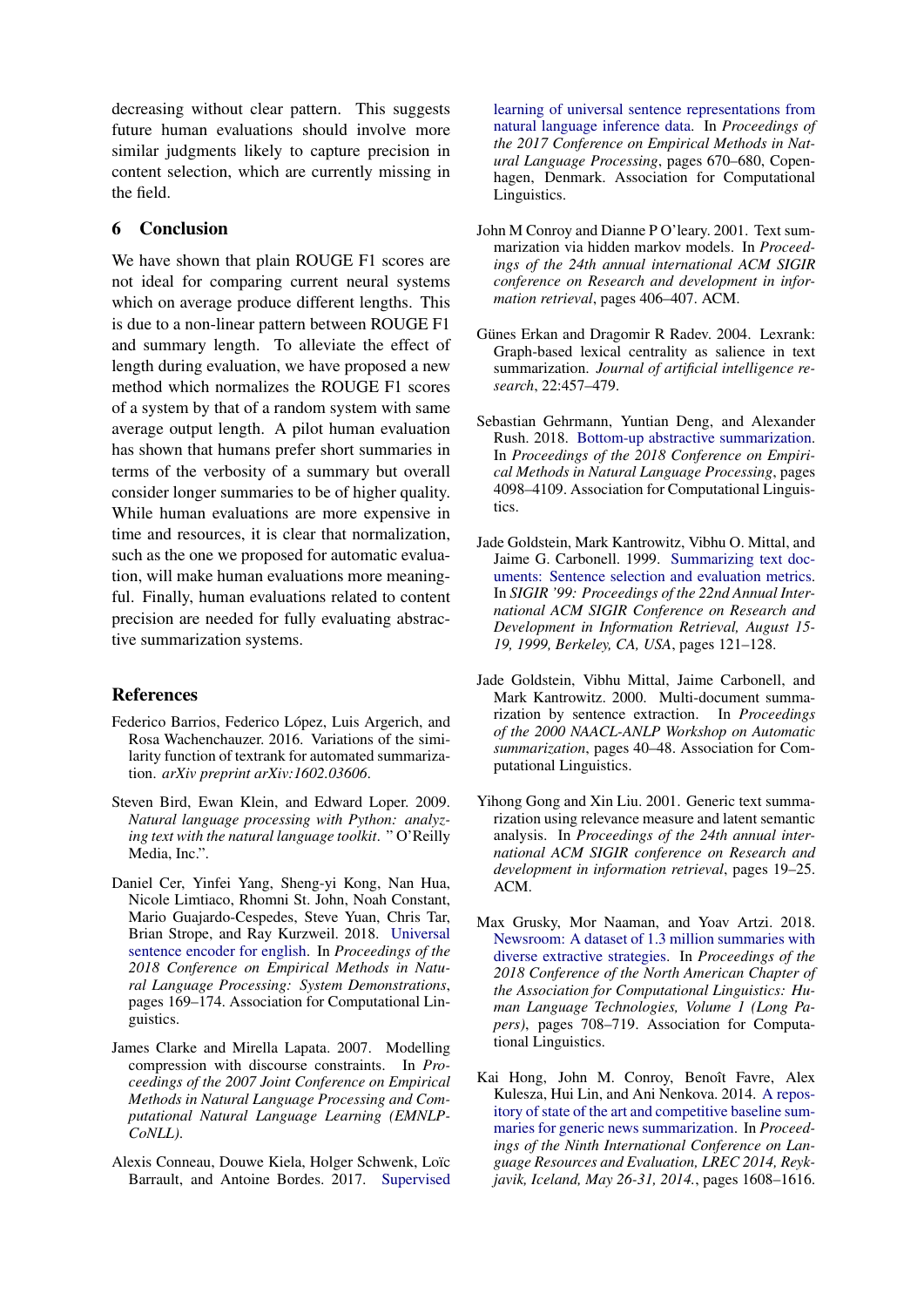decreasing without clear pattern. This suggests future human evaluations should involve more similar judgments likely to capture precision in content selection, which are currently missing in the field.

## 6 Conclusion

We have shown that plain ROUGE F1 scores are not ideal for comparing current neural systems which on average produce different lengths. This is due to a non-linear pattern between ROUGE F1 and summary length. To alleviate the effect of length during evaluation, we have proposed a new method which normalizes the ROUGE F1 scores of a system by that of a random system with same average output length. A pilot human evaluation has shown that humans prefer short summaries in terms of the verbosity of a summary but overall consider longer summaries to be of higher quality. While human evaluations are more expensive in time and resources, it is clear that normalization, such as the one we proposed for automatic evaluation, will make human evaluations more meaningful. Finally, human evaluations related to content precision are needed for fully evaluating abstractive summarization systems.

## References

Federico Barrios, Federico López, Luis Argerich, and Rosa Wachenchauzer. 2016. Variations of the similarity function of textrank for automated summarization. *arXiv preprint arXiv:1602.03606*.

Steven Bird, Ewan Klein, and Edward Loper. 2009. *Natural language processing with Python: analyzing text with the natural language toolkit*. " O'Reilly Media, Inc.".

Daniel Cer, Yinfei Yang, Sheng-yi Kong, Nan Hua, Nicole Limtiaco, Rhomni St. John, Noah Constant, Mario Guajardo-Cespedes, Steve Yuan, Chris Tar, Brian Strope, and Ray Kurzweil. 2018. Universal sentence encoder for english. In *Proceedings of the 2018 Conference on Empirical Methods in Natural Language Processing: System Demonstrations*, pages 169–174. Association for Computational Linguistics.

James Clarke and Mirella Lapata. 2007. Modelling compression with discourse constraints. In *Proceedings of the 2007 Joint Conference on Empirical Methods in Natural Language Processing and Computational Natural Language Learning (EMNLP-CoNLL)*.

Alexis Conneau, Douwe Kiela, Holger Schwenk, Loïc Barrault, and Antoine Bordes. 2017. Supervised learning of universal sentence representations from natural language inference data. In *Proceedings of the 2017 Conference on Empirical Methods in Natural Language Processing*, pages 670–680, Copenhagen, Denmark. Association for Computational Linguistics.

John M Conroy and Dianne P O'leary. 2001. Text summarization via hidden markov models. In *Proceedings of the 24th annual international ACM SIGIR conference on Research and development in information retrieval*, pages 406–407. ACM.

Günes Erkan and Dragomir R Radev. 2004. Lexrank: Graph-based lexical centrality as salience in text summarization. *Journal of artificial intelligence research*, 22:457–479.

Sebastian Gehrmann, Yuntian Deng, and Alexander Rush. 2018. Bottom-up abstractive summarization. In *Proceedings of the 2018 Conference on Empirical Methods in Natural Language Processing*, pages 4098–4109. Association for Computational Linguistics.

Jade Goldstein, Mark Kantrowitz, Vibhu O. Mittal, and Jaime G. Carbonell. 1999. Summarizing text documents: Sentence selection and evaluation metrics. In *SIGIR '99: Proceedings of the 22nd Annual International ACM SIGIR Conference on Research and Development in Information Retrieval, August 15-19, 1999, Berkeley, CA, USA*, pages 121–128.

Jade Goldstein, Vibhu Mittal, Jaime Carbonell, and Mark Kantrowitz. 2000. Multi-document summarization by sentence extraction. In *Proceedings of the 2000 NAACL-ANLP Workshop on Automatic summarization*, pages 40–48. Association for Computational Linguistics.

Yihong Gong and Xin Liu. 2001. Generic text summarization using relevance measure and latent semantic analysis. In *Proceedings of the 24th annual international ACM SIGIR conference on Research and development in information retrieval*, pages 19–25. ACM.

Max Grusky, Mor Naaman, and Yoav Artzi. 2018. Newsroom: A dataset of 1.3 million summaries with diverse extractive strategies. In *Proceedings of the 2018 Conference of the North American Chapter of the Association for Computational Linguistics: Human Language Technologies, Volume 1 (Long Papers)*, pages 708–719. Association for Computational Linguistics.

Kai Hong, John M. Conroy, Benoît Favre, Alex Kulesza, Hui Lin, and Ani Nenkova. 2014. A repository of state of the art and competitive baseline summaries for generic news summarization. In *Proceedings of the Ninth International Conference on Language Resources and Evaluation, LREC 2014, Reykjavik, Iceland, May 26-31, 2014.*, pages 1608–1616.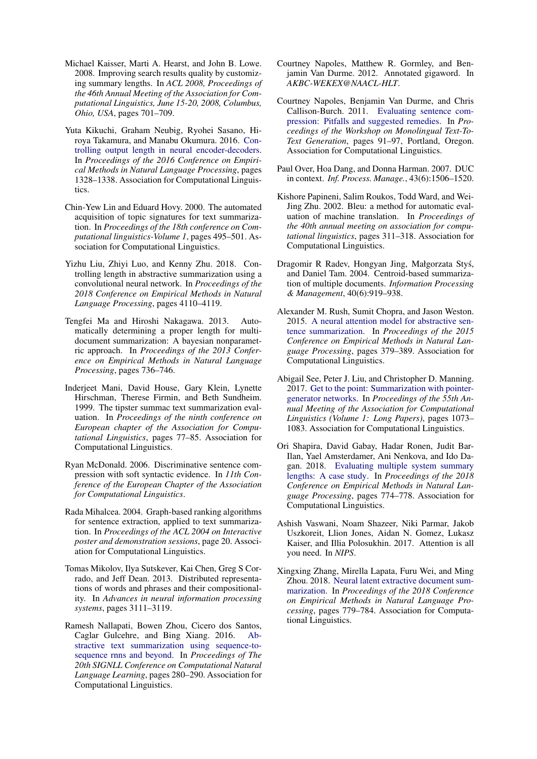Michael Kaisser, Marti A. Hearst, and John B. Lowe. 2008. Improving search results quality by customizing summary lengths. In *ACL 2008, Proceedings of the 46th Annual Meeting of the Association for Computational Linguistics, June 15-20, 2008, Columbus, Ohio, USA*, pages 701–709.

Yuta Kikuchi, Graham Neubig, Ryohei Sasano, Hiroya Takamura, and Manabu Okumura. 2016. Controlling output length in neural encoder-decoders. In *Proceedings of the 2016 Conference on Empirical Methods in Natural Language Processing*, pages 1328–1338. Association for Computational Linguistics.

Chin-Yew Lin and Eduard Hovy. 2000. The automated acquisition of topic signatures for text summarization. In *Proceedings of the 18th conference on Computational linguistics-Volume 1*, pages 495–501. Association for Computational Linguistics.

Yizhu Liu, Zhiyi Luo, and Kenny Zhu. 2018. Controlling length in abstractive summarization using a convolutional neural network. In *Proceedings of the 2018 Conference on Empirical Methods in Natural Language Processing*, pages 4110–4119.

Tengfei Ma and Hiroshi Nakagawa. 2013. Automatically determining a proper length for multi-document summarization: A bayesian nonparametric approach. In *Proceedings of the 2013 Conference on Empirical Methods in Natural Language Processing*, pages 736–746.

Inderjeet Mani, David House, Gary Klein, Lynette Hirschman, Therese Firmin, and Beth Sundheim. 1999. The tipster summac text summarization evaluation. In *Proceedings of the ninth conference on European chapter of the Association for Computational Linguistics*, pages 77–85. Association for Computational Linguistics.

Ryan McDonald. 2006. Discriminative sentence compression with soft syntactic evidence. In *11th Conference of the European Chapter of the Association for Computational Linguistics*.

Rada Mihalcea. 2004. Graph-based ranking algorithms for sentence extraction, applied to text summarization. In *Proceedings of the ACL 2004 on Interactive poster and demonstration sessions*, page 20. Association for Computational Linguistics.

Tomas Mikolov, Ilya Sutskever, Kai Chen, Greg S Corrado, and Jeff Dean. 2013. Distributed representations of words and phrases and their compositionality. In *Advances in neural information processing systems*, pages 3111–3119.

Ramesh Nallapati, Bowen Zhou, Cicero dos Santos, Caglar Gulcehre, and Bing Xiang. 2016. Abstractive text summarization using sequence-to-sequence rnns and beyond. In *Proceedings of The 20th SIGNLL Conference on Computational Natural Language Learning*, pages 280–290. Association for Computational Linguistics.

Courtney Napoles, Matthew R. Gormley, and Benjamin Van Durme. 2012. Annotated gigaword. In *AKBC-WEKEX@NAACL-HLT*.

Courtney Napoles, Benjamin Van Durme, and Chris Callison-Burch. 2011. Evaluating sentence compression: Pitfalls and suggested remedies. In *Proceedings of the Workshop on Monolingual Text-To-Text Generation*, pages 91–97, Portland, Oregon. Association for Computational Linguistics.

Paul Over, Hoa Dang, and Donna Harman. 2007. DUC in context. *Inf. Process. Manage.*, 43(6):1506–1520.

Kishore Papineni, Salim Roukos, Todd Ward, and Wei-Jing Zhu. 2002. Bleu: a method for automatic evaluation of machine translation. In *Proceedings of the 40th annual meeting on association for computational linguistics*, pages 311–318. Association for Computational Linguistics.

Dragomir R Radev, Hongyan Jing, Małgorzata Styś, and Daniel Tam. 2004. Centroid-based summarization of multiple documents. *Information Processing & Management*, 40(6):919–938.

Alexander M. Rush, Sumit Chopra, and Jason Weston. 2015. A neural attention model for abstractive sentence summarization. In *Proceedings of the 2015 Conference on Empirical Methods in Natural Language Processing*, pages 379–389. Association for Computational Linguistics.

Abigail See, Peter J. Liu, and Christopher D. Manning. 2017. Get to the point: Summarization with pointer-generator networks. In *Proceedings of the 55th Annual Meeting of the Association for Computational Linguistics (Volume 1: Long Papers)*, pages 1073–1083. Association for Computational Linguistics.

Ori Shapira, David Gabay, Hadar Ronen, Judit Bar-Ilan, Yael Amsterdamer, Ani Nenkova, and Ido Dagan. 2018. Evaluating multiple system summary lengths: A case study. In *Proceedings of the 2018 Conference on Empirical Methods in Natural Language Processing*, pages 774–778. Association for Computational Linguistics.

Ashish Vaswani, Noam Shazeer, Niki Parmar, Jakob Uszkoreit, Llion Jones, Aidan N. Gomez, Lukasz Kaiser, and Illia Polosukhin. 2017. Attention is all you need. In *NIPS*.

Xingxing Zhang, Mirella Lapata, Furu Wei, and Ming Zhou. 2018. Neural latent extractive document summarization. In *Proceedings of the 2018 Conference on Empirical Methods in Natural Language Processing*, pages 779–784. Association for Computational Linguistics.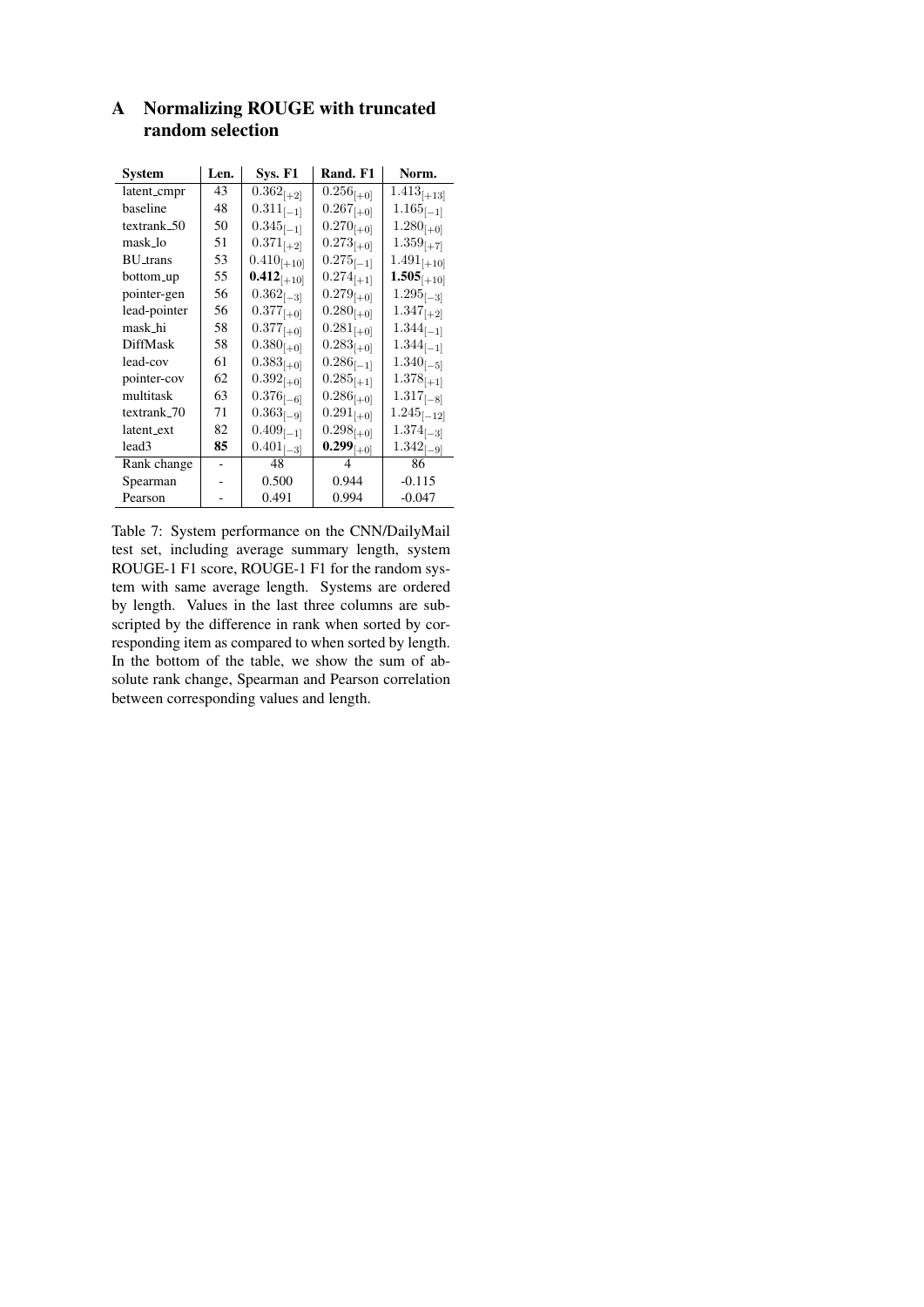## A Normalizing ROUGE with truncated random selection

| System | Len. | Sys. F1 | Rand. F1 | Norm. |
|---|---|---|---|---|
| latent_cmpr | 43 | $0.362_{[+2]}$ | $0.256_{[+0]}$ | $1.413_{[+13]}$ |
| baseline | 48 | $0.311_{[-1]}$ | $0.267_{[+0]}$ | $1.165_{[-1]}$ |
| textrank_50 | 50 | $0.345_{[-1]}$ | $0.270_{[+0]}$ | $1.280_{[+0]}$ |
| mask_lo | 51 | $0.371_{[+2]}$ | $0.273_{[+0]}$ | $1.359_{[+7]}$ |
| BU_trans | 53 | $0.410_{[+10]}$ | $0.275_{[-1]}$ | $1.491_{[+10]}$ |
| bottom_up | 55 | $\mathbf{0.412}_{[+10]}$ | $0.274_{[+1]}$ | $\mathbf{1.505}_{[+10]}$ |
| pointer-gen | 56 | $0.362_{[-3]}$ | $0.279_{[+0]}$ | $1.295_{[-3]}$ |
| lead-pointer | 56 | $0.377_{[+0]}$ | $0.280_{[+0]}$ | $1.347_{[+2]}$ |
| mask_hi | 58 | $0.377_{[+0]}$ | $0.281_{[+0]}$ | $1.344_{[-1]}$ |
| DiffMask | 58 | $0.380_{[+0]}$ | $0.283_{[+0]}$ | $1.344_{[-1]}$ |
| lead-cov | 61 | $0.383_{[+0]}$ | $0.286_{[-1]}$ | $1.340_{[-5]}$ |
| pointer-cov | 62 | $0.392_{[+0]}$ | $0.285_{[+1]}$ | $1.378_{[+1]}$ |
| multitask | 63 | $0.376_{[-6]}$ | $0.286_{[+0]}$ | $1.317_{[-8]}$ |
| textrank_70 | 71 | $0.363_{[-9]}$ | $0.291_{[+0]}$ | $1.245_{[-12]}$ |
| latent_ext | 82 | $0.409_{[-1]}$ | $0.298_{[+0]}$ | $1.374_{[-3]}$ |
| lead3 | **85** | $0.401_{[-3]}$ | $\mathbf{0.299}_{[+0]}$ | $1.342_{[-9]}$ |
| Rank change | - | 48 | 4 | 86 |
| Spearman | - | 0.500 | 0.944 | -0.115 |
| Pearson | - | 0.491 | 0.994 | -0.047 |

Table 7: System performance on the CNN/DailyMail test set, including average summary length, system ROUGE-1 F1 score, ROUGE-1 F1 for the random system with same average length. Systems are ordered by length. Values in the last three columns are subscripted by the difference in rank when sorted by corresponding item as compared to when sorted by length. In the bottom of the table, we show the sum of absolute rank change, Spearman and Pearson correlation between corresponding values and length.